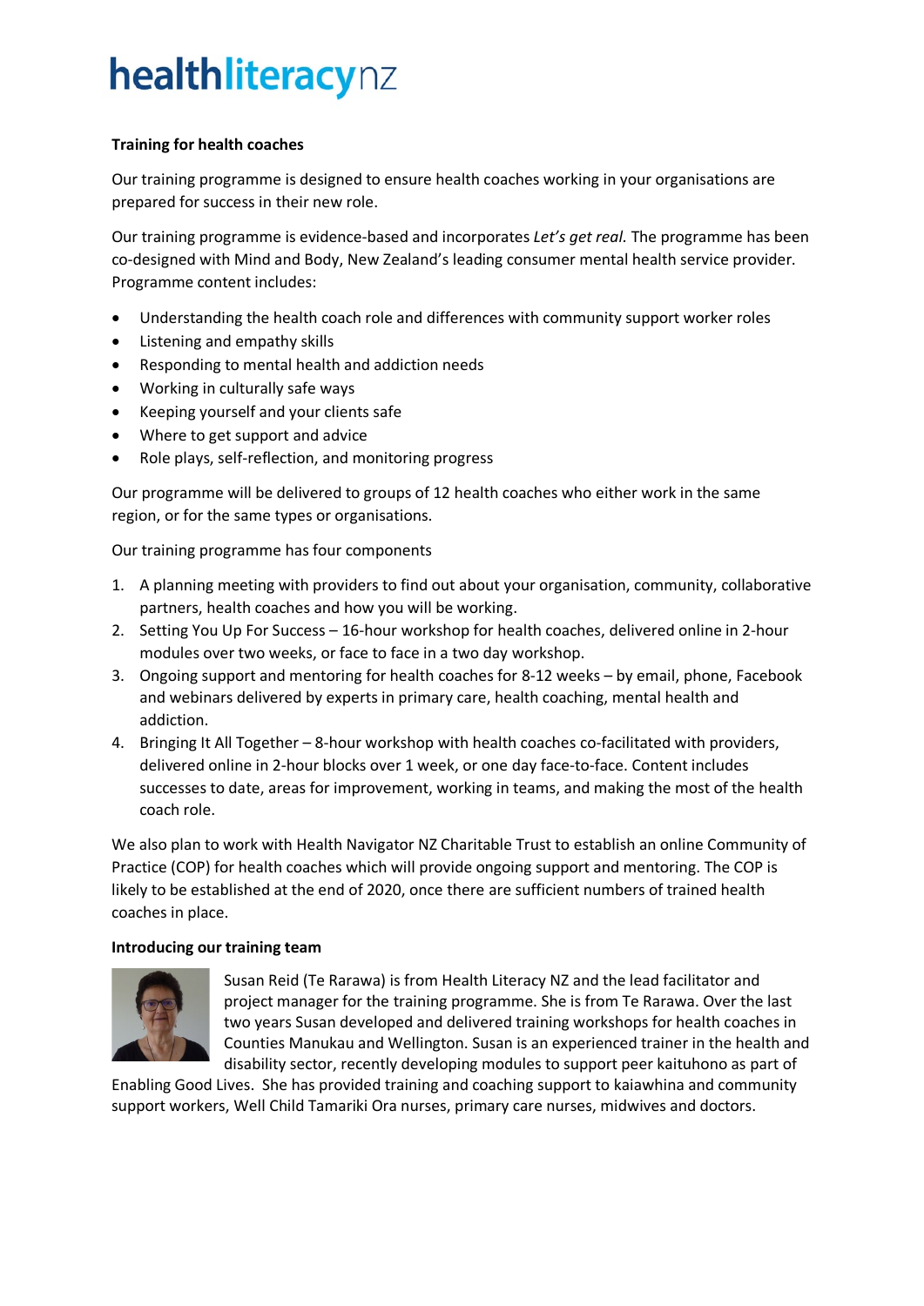# healthliteracynz

**Training for health coaches**

Our training programme is designed to ensure health coaches working in your organisations are prepared for success in their new role.

Our training programme is evidence-based and incorporates *Let's get real.* The programme has been co-designed with Mind and Body, New Zealand's leading consumer mental health service provider. Programme content includes:

- Understanding the health coach role and differences with community support worker roles
- Listening and empathy skills
- Responding to mental health and addiction needs
- Working in culturally safe ways
- Keeping yourself and your clients safe
- Where to get support and advice
- Role plays, self-reflection, and monitoring progress

Our programme will be delivered to groups of 12 health coaches who either work in the same region, or for the same types or organisations.

Our training programme has four components

1. A planning meeting with providers to find out about your organisation, community, collaborative partners, health coaches and how you will be working.
2. Setting You Up For Success – 16-hour workshop for health coaches, delivered online in 2-hour modules over two weeks, or face to face in a two day workshop.
3. Ongoing support and mentoring for health coaches for 8-12 weeks – by email, phone, Facebook and webinars delivered by experts in primary care, health coaching, mental health and addiction.
4. Bringing It All Together – 8-hour workshop with health coaches co-facilitated with providers, delivered online in 2-hour blocks over 1 week, or one day face-to-face. Content includes successes to date, areas for improvement, working in teams, and making the most of the health coach role.

We also plan to work with Health Navigator NZ Charitable Trust to establish an online Community of Practice (COP) for health coaches which will provide ongoing support and mentoring. The COP is likely to be established at the end of 2020, once there are sufficient numbers of trained health coaches in place.

**Introducing our training team**

Susan Reid (Te Rarawa) is from Health Literacy NZ and the lead facilitator and project manager for the training programme. She is from Te Rarawa. Over the last two years Susan developed and delivered training workshops for health coaches in Counties Manukau and Wellington. Susan is an experienced trainer in the health and disability sector, recently developing modules to support peer kaituhono as part of Enabling Good Lives. She has provided training and coaching support to kaiawhina and community support workers, Well Child Tamariki Ora nurses, primary care nurses, midwives and doctors.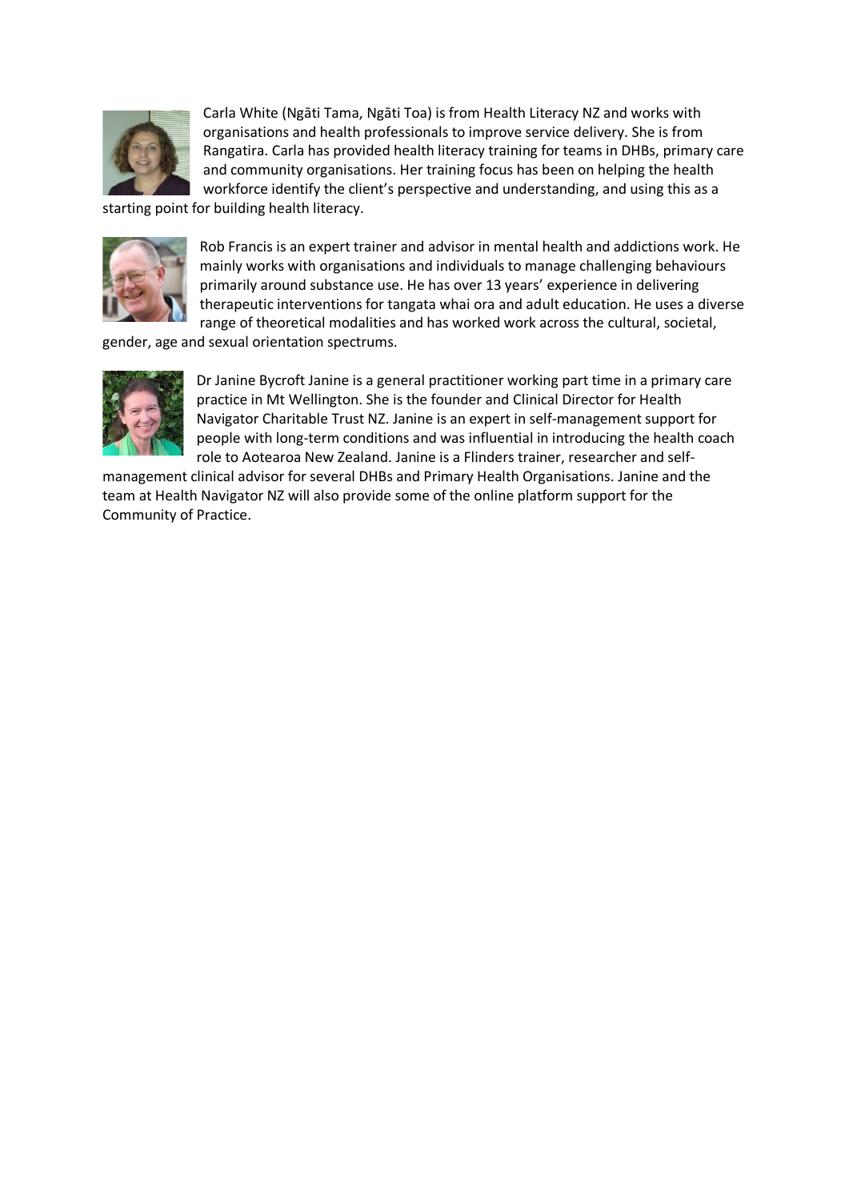Carla White (Ngāti Tama, Ngāti Toa) is from Health Literacy NZ and works with organisations and health professionals to improve service delivery. She is from Rangatira. Carla has provided health literacy training for teams in DHBs, primary care and community organisations. Her training focus has been on helping the health workforce identify the client's perspective and understanding, and using this as a starting point for building health literacy.

Rob Francis is an expert trainer and advisor in mental health and addictions work. He mainly works with organisations and individuals to manage challenging behaviours primarily around substance use. He has over 13 years' experience in delivering therapeutic interventions for tangata whai ora and adult education. He uses a diverse range of theoretical modalities and has worked work across the cultural, societal, gender, age and sexual orientation spectrums.

Dr Janine Bycroft Janine is a general practitioner working part time in a primary care practice in Mt Wellington. She is the founder and Clinical Director for Health Navigator Charitable Trust NZ. Janine is an expert in self-management support for people with long-term conditions and was influential in introducing the health coach role to Aotearoa New Zealand. Janine is a Flinders trainer, researcher and self-management clinical advisor for several DHBs and Primary Health Organisations. Janine and the team at Health Navigator NZ will also provide some of the online platform support for the Community of Practice.